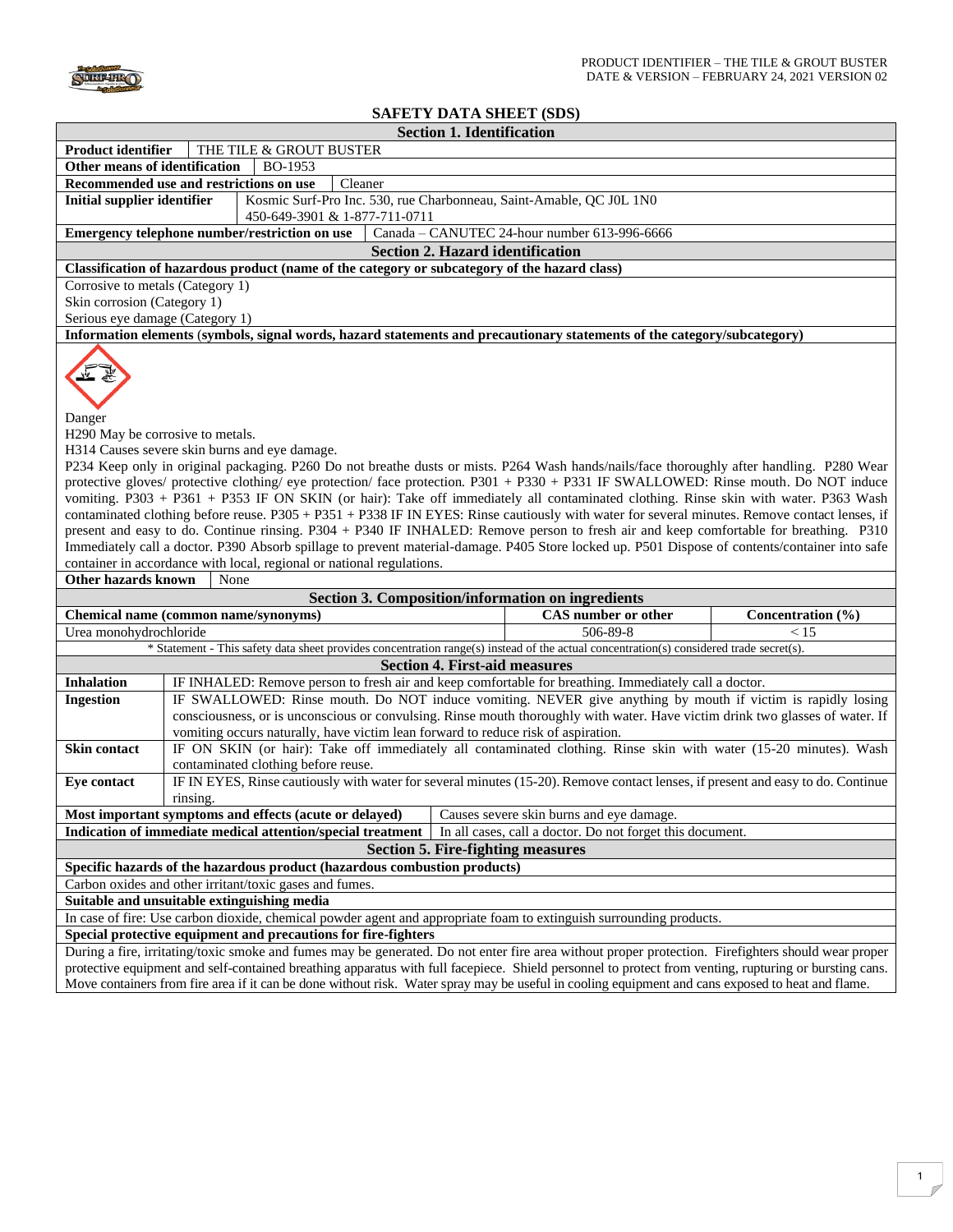# SAFETY DATA SHEET (SDS)

## Section 1. Identification

| | |
|---|---|
| **Product identifier** | THE TILE & GROUT BUSTER |
| **Other means of identification** | BO-1953 |
| **Recommended use and restrictions on use** | Cleaner |
| **Initial supplier identifier** | Kosmic Surf-Pro Inc. 530, rue Charbonneau, Saint-Amable, QC J0L 1N0<br>450-649-3901 & 1-877-711-0711 |
| **Emergency telephone number/restriction on use** | Canada – CANUTEC 24-hour number 613-996-6666 |

## Section 2. Hazard identification

**Classification of hazardous product (name of the category or subcategory of the hazard class)**

Corrosive to metals (Category 1)
Skin corrosion (Category 1)
Serious eye damage (Category 1)

**Information elements (symbols, signal words, hazard statements and precautionary statements of the category/subcategory)**

Danger
H290 May be corrosive to metals.
H314 Causes severe skin burns and eye damage.
P234 Keep only in original packaging. P260 Do not breathe dusts or mists. P264 Wash hands/nails/face thoroughly after handling. P280 Wear protective gloves/ protective clothing/ eye protection/ face protection. P301 + P330 + P331 IF SWALLOWED: Rinse mouth. Do NOT induce vomiting. P303 + P361 + P353 IF ON SKIN (or hair): Take off immediately all contaminated clothing. Rinse skin with water. P363 Wash contaminated clothing before reuse. P305 + P351 + P338 IF IN EYES: Rinse cautiously with water for several minutes. Remove contact lenses, if present and easy to do. Continue rinsing. P304 + P340 IF INHALED: Remove person to fresh air and keep comfortable for breathing. P310 Immediately call a doctor. P390 Absorb spillage to prevent material-damage. P405 Store locked up. P501 Dispose of contents/container into safe container in accordance with local, regional or national regulations.

**Other hazards known** None

## Section 3. Composition/information on ingredients

| Chemical name (common name/synonyms) | CAS number or other | Concentration (%) |
|---|---|---|
| Urea monohydrochloride | 506-89-8 | < 15 |

\* Statement - This safety data sheet provides concentration range(s) instead of the actual concentration(s) considered trade secret(s).

## Section 4. First-aid measures

| | |
|---|---|
| **Inhalation** | IF INHALED: Remove person to fresh air and keep comfortable for breathing. Immediately call a doctor. |
| **Ingestion** | IF SWALLOWED: Rinse mouth. Do NOT induce vomiting. NEVER give anything by mouth if victim is rapidly losing consciousness, or is unconscious or convulsing. Rinse mouth thoroughly with water. Have victim drink two glasses of water. If vomiting occurs naturally, have victim lean forward to reduce risk of aspiration. |
| **Skin contact** | IF ON SKIN (or hair): Take off immediately all contaminated clothing. Rinse skin with water (15-20 minutes). Wash contaminated clothing before reuse. |
| **Eye contact** | IF IN EYES, Rinse cautiously with water for several minutes (15-20). Remove contact lenses, if present and easy to do. Continue rinsing. |
| **Most important symptoms and effects (acute or delayed)** | Causes severe skin burns and eye damage. |
| **Indication of immediate medical attention/special treatment** | In all cases, call a doctor. Do not forget this document. |

## Section 5. Fire-fighting measures

**Specific hazards of the hazardous product (hazardous combustion products)**

Carbon oxides and other irritant/toxic gases and fumes.

**Suitable and unsuitable extinguishing media**

In case of fire: Use carbon dioxide, chemical powder agent and appropriate foam to extinguish surrounding products.

**Special protective equipment and precautions for fire-fighters**

During a fire, irritating/toxic smoke and fumes may be generated. Do not enter fire area without proper protection. Firefighters should wear proper protective equipment and self-contained breathing apparatus with full facepiece. Shield personnel to protect from venting, rupturing or bursting cans. Move containers from fire area if it can be done without risk. Water spray may be useful in cooling equipment and cans exposed to heat and flame.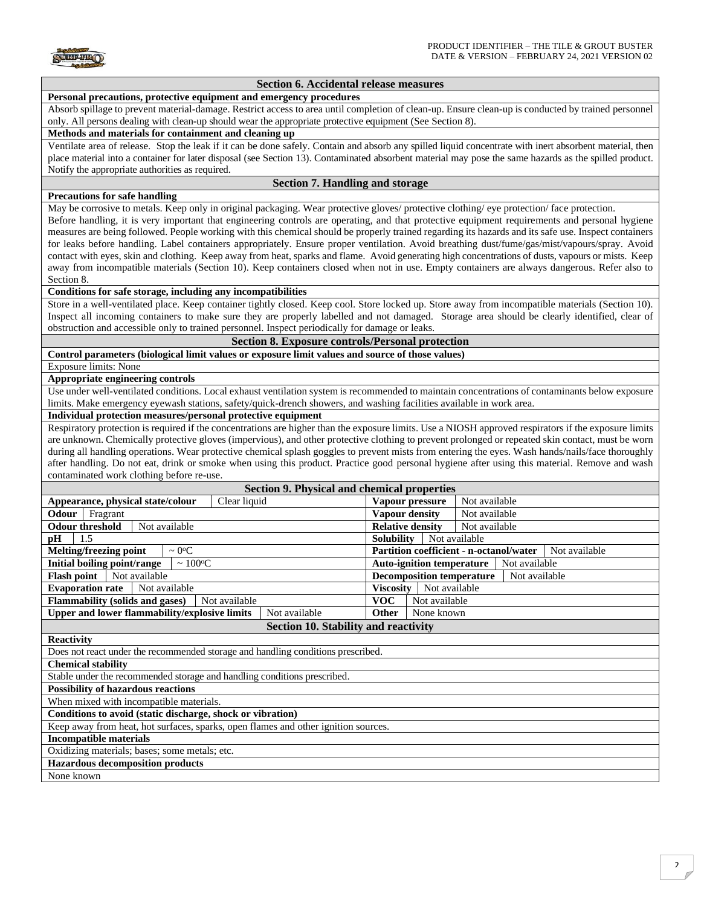## Section 6. Accidental release measures

**Personal precautions, protective equipment and emergency procedures**

Absorb spillage to prevent material-damage. Restrict access to area until completion of clean-up. Ensure clean-up is conducted by trained personnel only. All persons dealing with clean-up should wear the appropriate protective equipment (See Section 8).

**Methods and materials for containment and cleaning up**

Ventilate area of release. Stop the leak if it can be done safely. Contain and absorb any spilled liquid concentrate with inert absorbent material, then place material into a container for later disposal (see Section 13). Contaminated absorbent material may pose the same hazards as the spilled product. Notify the appropriate authorities as required.

## Section 7. Handling and storage

**Precautions for safe handling**

May be corrosive to metals. Keep only in original packaging. Wear protective gloves/ protective clothing/ eye protection/ face protection.
Before handling, it is very important that engineering controls are operating, and that protective equipment requirements and personal hygiene measures are being followed. People working with this chemical should be properly trained regarding its hazards and its safe use. Inspect containers for leaks before handling. Label containers appropriately. Ensure proper ventilation. Avoid breathing dust/fume/gas/mist/vapours/spray. Avoid contact with eyes, skin and clothing. Keep away from heat, sparks and flame. Avoid generating high concentrations of dusts, vapours or mists. Keep away from incompatible materials (Section 10). Keep containers closed when not in use. Empty containers are always dangerous. Refer also to Section 8.

**Conditions for safe storage, including any incompatibilities**

Store in a well-ventilated place. Keep container tightly closed. Keep cool. Store locked up. Store away from incompatible materials (Section 10). Inspect all incoming containers to make sure they are properly labelled and not damaged. Storage area should be clearly identified, clear of obstruction and accessible only to trained personnel. Inspect periodically for damage or leaks.

## Section 8. Exposure controls/Personal protection

**Control parameters (biological limit values or exposure limit values and source of those values)**

Exposure limits: None

**Appropriate engineering controls**

Use under well-ventilated conditions. Local exhaust ventilation system is recommended to maintain concentrations of contaminants below exposure limits. Make emergency eyewash stations, safety/quick-drench showers, and washing facilities available in work area.

**Individual protection measures/personal protective equipment**

Respiratory protection is required if the concentrations are higher than the exposure limits. Use a NIOSH approved respirators if the exposure limits are unknown. Chemically protective gloves (impervious), and other protective clothing to prevent prolonged or repeated skin contact, must be worn during all handling operations. Wear protective chemical splash goggles to prevent mists from entering the eyes. Wash hands/nails/face thoroughly after handling. Do not eat, drink or smoke when using this product. Practice good personal hygiene after using this material. Remove and wash contaminated work clothing before re-use.

## Section 9. Physical and chemical properties

| Property | Value | Property | Value |
|---|---|---|---|
| **Appearance, physical state/colour** | Clear liquid | **Vapour pressure** | Not available |
| **Odour** | Fragrant | **Vapour density** | Not available |
| **Odour threshold** | Not available | **Relative density** | Not available |
| **pH** | 1.5 | **Solubility** | Not available |
| **Melting/freezing point** | ~ 0°C | **Partition coefficient - n-octanol/water** | Not available |
| **Initial boiling point/range** | ~ 100°C | **Auto-ignition temperature** | Not available |
| **Flash point** | Not available | **Decomposition temperature** | Not available |
| **Evaporation rate** | Not available | **Viscosity** | Not available |
| **Flammability (solids and gases)** | Not available | **VOC** | Not available |
| **Upper and lower flammability/explosive limits** | Not available | **Other** | None known |

## Section 10. Stability and reactivity

**Reactivity**

Does not react under the recommended storage and handling conditions prescribed.

**Chemical stability**

Stable under the recommended storage and handling conditions prescribed.

**Possibility of hazardous reactions**

When mixed with incompatible materials.

**Conditions to avoid (static discharge, shock or vibration)**

Keep away from heat, hot surfaces, sparks, open flames and other ignition sources.

**Incompatible materials**

Oxidizing materials; bases; some metals; etc.

**Hazardous decomposition products**

None known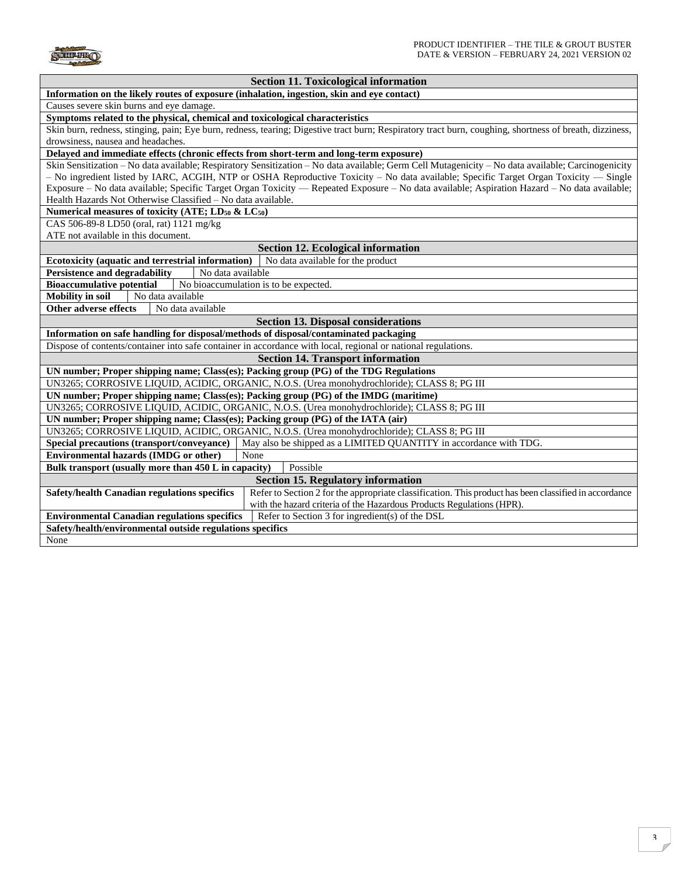## Section 11. Toxicological information

**Information on the likely routes of exposure (inhalation, ingestion, skin and eye contact)**

Causes severe skin burns and eye damage.

**Symptoms related to the physical, chemical and toxicological characteristics**

Skin burn, redness, stinging, pain; Eye burn, redness, tearing; Digestive tract burn; Respiratory tract burn, coughing, shortness of breath, dizziness, drowsiness, nausea and headaches.

**Delayed and immediate effects (chronic effects from short-term and long-term exposure)**

Skin Sensitization – No data available; Respiratory Sensitization – No data available; Germ Cell Mutagenicity – No data available; Carcinogenicity – No ingredient listed by IARC, ACGIH, NTP or OSHA Reproductive Toxicity – No data available; Specific Target Organ Toxicity — Single Exposure – No data available; Specific Target Organ Toxicity — Repeated Exposure – No data available; Aspiration Hazard – No data available; Health Hazards Not Otherwise Classified – No data available.

**Numerical measures of toxicity (ATE; $LD_{50}$ & $LC_{50}$)**

CAS 506-89-8 LD50 (oral, rat) 1121 mg/kg
ATE not available in this document.

## Section 12. Ecological information

| | |
|---|---|
| **Ecotoxicity (aquatic and terrestrial information)** | No data available for the product |
| **Persistence and degradability** | No data available |
| **Bioaccumulative potential** | No bioaccumulation is to be expected. |
| **Mobility in soil** | No data available |
| **Other adverse effects** | No data available |

## Section 13. Disposal considerations

**Information on safe handling for disposal/methods of disposal/contaminated packaging**

Dispose of contents/container into safe container in accordance with local, regional or national regulations.

## Section 14. Transport information

**UN number; Proper shipping name; Class(es); Packing group (PG) of the TDG Regulations**

UN3265; CORROSIVE LIQUID, ACIDIC, ORGANIC, N.O.S. (Urea monohydrochloride); CLASS 8; PG III

**UN number; Proper shipping name; Class(es); Packing group (PG) of the IMDG (maritime)**

UN3265; CORROSIVE LIQUID, ACIDIC, ORGANIC, N.O.S. (Urea monohydrochloride); CLASS 8; PG III

**UN number; Proper shipping name; Class(es); Packing group (PG) of the IATA (air)**

UN3265; CORROSIVE LIQUID, ACIDIC, ORGANIC, N.O.S. (Urea monohydrochloride); CLASS 8; PG III

| | |
|---|---|
| **Special precautions (transport/conveyance)** | May also be shipped as a LIMITED QUANTITY in accordance with TDG. |
| **Environmental hazards (IMDG or other)** | None |
| **Bulk transport (usually more than 450 L in capacity)** | Possible |

## Section 15. Regulatory information

| | |
|---|---|
| **Safety/health Canadian regulations specifics** | Refer to Section 2 for the appropriate classification. This product has been classified in accordance with the hazard criteria of the Hazardous Products Regulations (HPR). |
| **Environmental Canadian regulations specifics** | Refer to Section 3 for ingredient(s) of the DSL |

**Safety/health/environmental outside regulations specifics**

None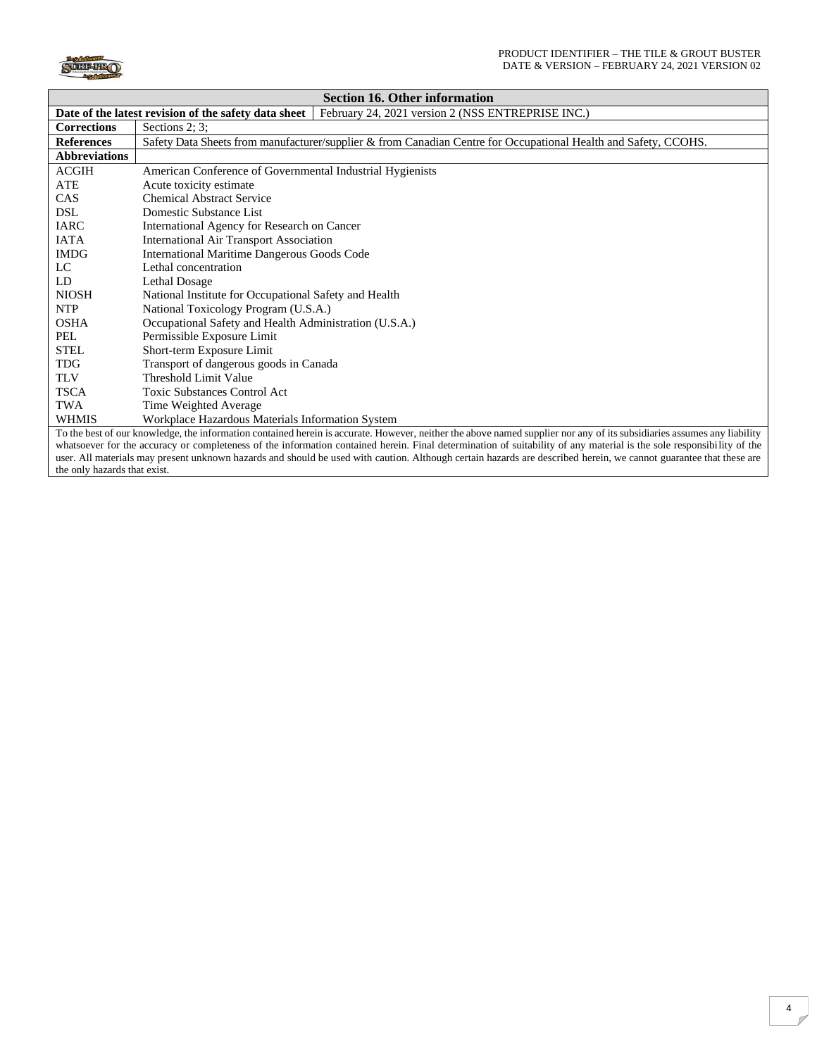## Section 16. Other information

| | |
|---|---|
| **Date of the latest revision of the safety data sheet** | February 24, 2021 version 2 (NSS ENTREPRISE INC.) |
| **Corrections** | Sections 2; 3; |
| **References** | Safety Data Sheets from manufacturer/supplier & from Canadian Centre for Occupational Health and Safety, CCOHS. |
| **Abbreviations** | |
| ACGIH | American Conference of Governmental Industrial Hygienists |
| ATE | Acute toxicity estimate |
| CAS | Chemical Abstract Service |
| DSL | Domestic Substance List |
| IARC | International Agency for Research on Cancer |
| IATA | International Air Transport Association |
| IMDG | International Maritime Dangerous Goods Code |
| LC | Lethal concentration |
| LD | Lethal Dosage |
| NIOSH | National Institute for Occupational Safety and Health |
| NTP | National Toxicology Program (U.S.A.) |
| OSHA | Occupational Safety and Health Administration (U.S.A.) |
| PEL | Permissible Exposure Limit |
| STEL | Short-term Exposure Limit |
| TDG | Transport of dangerous goods in Canada |
| TLV | Threshold Limit Value |
| TSCA | Toxic Substances Control Act |
| TWA | Time Weighted Average |
| WHMIS | Workplace Hazardous Materials Information System |

To the best of our knowledge, the information contained herein is accurate. However, neither the above named supplier nor any of its subsidiaries assumes any liability whatsoever for the accuracy or completeness of the information contained herein. Final determination of suitability of any material is the sole responsibility of the user. All materials may present unknown hazards and should be used with caution. Although certain hazards are described herein, we cannot guarantee that these are the only hazards that exist.